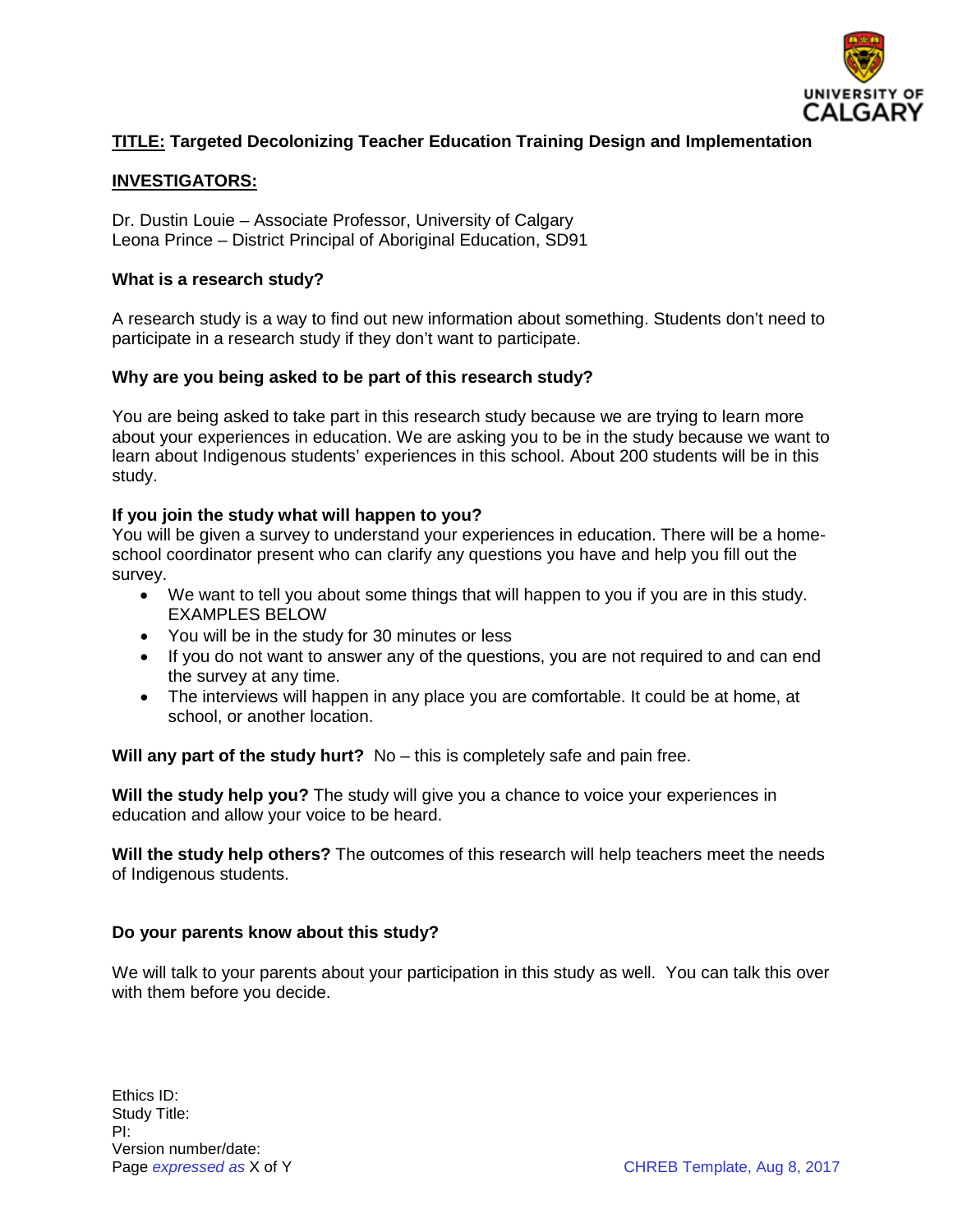**TITLE: Targeted Decolonizing Teacher Education Training Design and Implementation**

**INVESTIGATORS:**

Dr. Dustin Louie – Associate Professor, University of Calgary
Leona Prince – District Principal of Aboriginal Education, SD91

**What is a research study?**

A research study is a way to find out new information about something. Students don't need to participate in a research study if they don't want to participate.

**Why are you being asked to be part of this research study?**

You are being asked to take part in this research study because we are trying to learn more about your experiences in education. We are asking you to be in the study because we want to learn about Indigenous students' experiences in this school. About 200 students will be in this study.

**If you join the study what will happen to you?**
You will be given a survey to understand your experiences in education. There will be a home-school coordinator present who can clarify any questions you have and help you fill out the survey.

- We want to tell you about some things that will happen to you if you are in this study. EXAMPLES BELOW
- You will be in the study for 30 minutes or less
- If you do not want to answer any of the questions, you are not required to and can end the survey at any time.
- The interviews will happen in any place you are comfortable. It could be at home, at school, or another location.

**Will any part of the study hurt?** No – this is completely safe and pain free.

**Will the study help you?** The study will give you a chance to voice your experiences in education and allow your voice to be heard.

**Will the study help others?** The outcomes of this research will help teachers meet the needs of Indigenous students.

**Do your parents know about this study?**

We will talk to your parents about your participation in this study as well. You can talk this over with them before you decide.

Ethics ID:
Study Title:
PI:
Version number/date: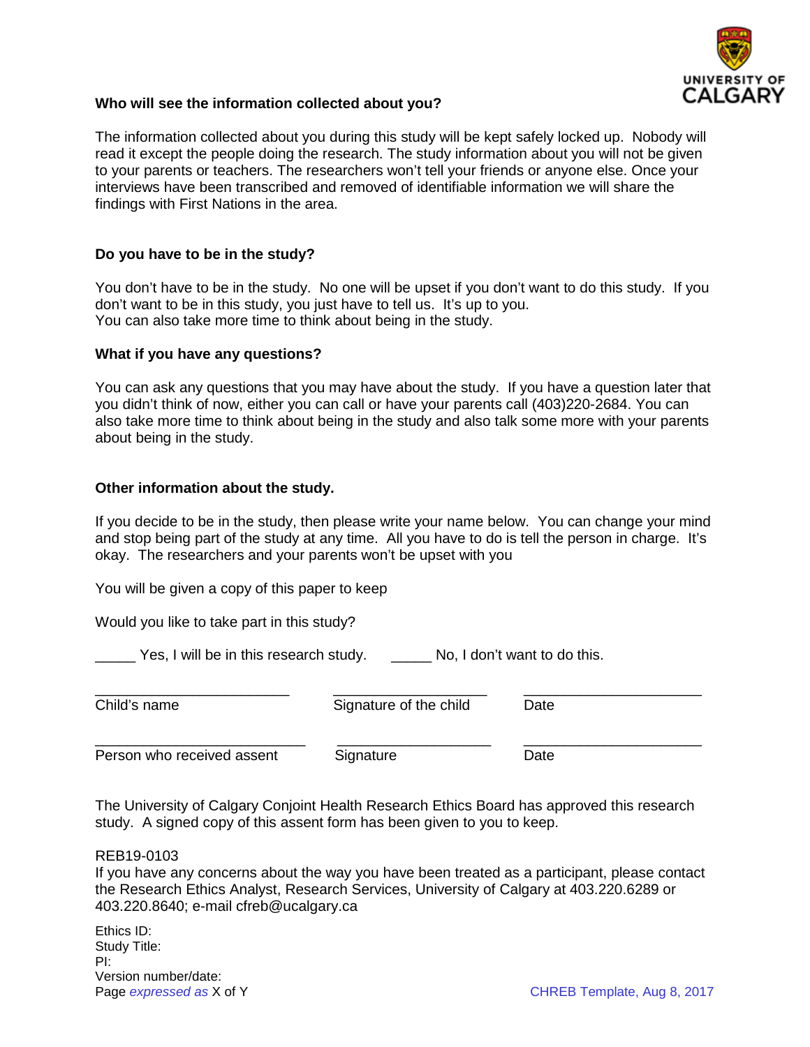**Who will see the information collected about you?**

The information collected about you during this study will be kept safely locked up. Nobody will read it except the people doing the research. The study information about you will not be given to your parents or teachers. The researchers won't tell your friends or anyone else. Once your interviews have been transcribed and removed of identifiable information we will share the findings with First Nations in the area.

**Do you have to be in the study?**

You don't have to be in the study. No one will be upset if you don't want to do this study. If you don't want to be in this study, you just have to tell us. It's up to you.
You can also take more time to think about being in the study.

**What if you have any questions?**

You can ask any questions that you may have about the study. If you have a question later that you didn't think of now, either you can call or have your parents call (403)220-2684. You can also take more time to think about being in the study and also talk some more with your parents about being in the study.

**Other information about the study.**

If you decide to be in the study, then please write your name below. You can change your mind and stop being part of the study at any time. All you have to do is tell the person in charge. It's okay. The researchers and your parents won't be upset with you

You will be given a copy of this paper to keep

Would you like to take part in this study?

_____ Yes, I will be in this research study. _____ No, I don't want to do this.

| | | |
|---|---|---|
| ________________________ | ___________________ | ______________________ |
| Child's name | Signature of the child | Date |
| ________________________ | ___________________ | ______________________ |
| Person who received assent | Signature | Date |

The University of Calgary Conjoint Health Research Ethics Board has approved this research study. A signed copy of this assent form has been given to you to keep.

REB19-0103
If you have any concerns about the way you have been treated as a participant, please contact the Research Ethics Analyst, Research Services, University of Calgary at 403.220.6289 or 403.220.8640; e-mail cfreb@ucalgary.ca

Ethics ID:
Study Title:
PI:
Version number/date:
Page *expressed as* X of Y

CHREB Template, Aug 8, 2017